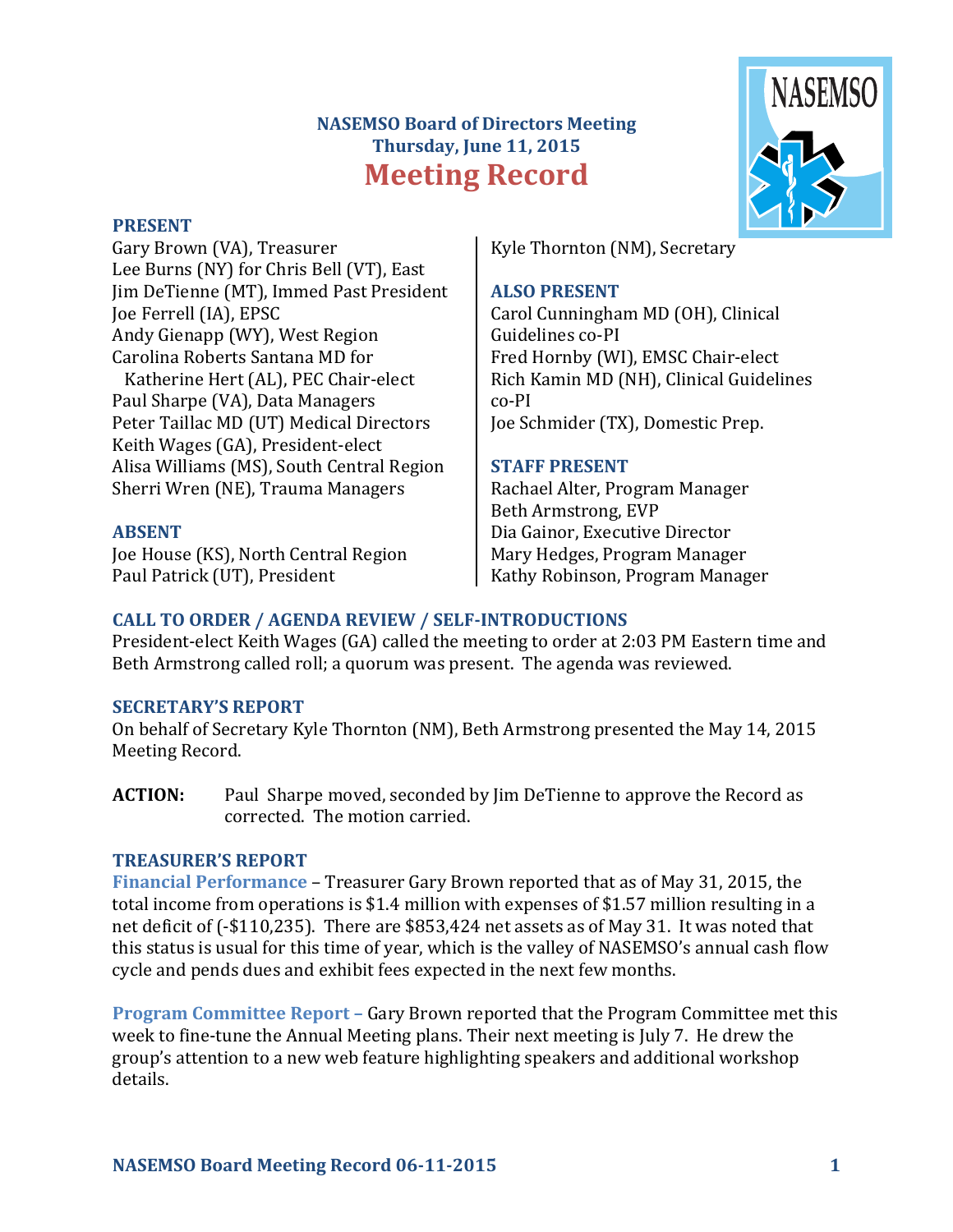# NASEMSO Board of Directors Meeting
## Thursday, June 11, 2015
# Meeting Record

### PRESENT

Gary Brown (VA), Treasurer
Lee Burns (NY) for Chris Bell (VT), East
Jim DeTienne (MT), Immed Past President
Joe Ferrell (IA), EPSC
Andy Gienapp (WY), West Region
Carolina Roberts Santana MD for Katherine Hert (AL), PEC Chair-elect
Paul Sharpe (VA), Data Managers
Peter Taillac MD (UT) Medical Directors
Keith Wages (GA), President-elect
Alisa Williams (MS), South Central Region
Sherri Wren (NE), Trauma Managers
Kyle Thornton (NM), Secretary

### ABSENT

Joe House (KS), North Central Region
Paul Patrick (UT), President

### ALSO PRESENT

Carol Cunningham MD (OH), Clinical Guidelines co-PI
Fred Hornby (WI), EMSC Chair-elect
Rich Kamin MD (NH), Clinical Guidelines co-PI
Joe Schmider (TX), Domestic Prep.

### STAFF PRESENT

Rachael Alter, Program Manager
Beth Armstrong, EVP
Dia Gainor, Executive Director
Mary Hedges, Program Manager
Kathy Robinson, Program Manager

### CALL TO ORDER / AGENDA REVIEW / SELF-INTRODUCTIONS

President-elect Keith Wages (GA) called the meeting to order at 2:03 PM Eastern time and Beth Armstrong called roll; a quorum was present. The agenda was reviewed.

### SECRETARY'S REPORT

On behalf of Secretary Kyle Thornton (NM), Beth Armstrong presented the May 14, 2015 Meeting Record.

**ACTION:** Paul Sharpe moved, seconded by Jim DeTienne to approve the Record as corrected. The motion carried.

### TREASURER'S REPORT

**Financial Performance** – Treasurer Gary Brown reported that as of May 31, 2015, the total income from operations is $1.4 million with expenses of $1.57 million resulting in a net deficit of (-$110,235). There are $853,424 net assets as of May 31. It was noted that this status is usual for this time of year, which is the valley of NASEMSO's annual cash flow cycle and pends dues and exhibit fees expected in the next few months.

**Program Committee Report** – Gary Brown reported that the Program Committee met this week to fine-tune the Annual Meeting plans. Their next meeting is July 7. He drew the group's attention to a new web feature highlighting speakers and additional workshop details.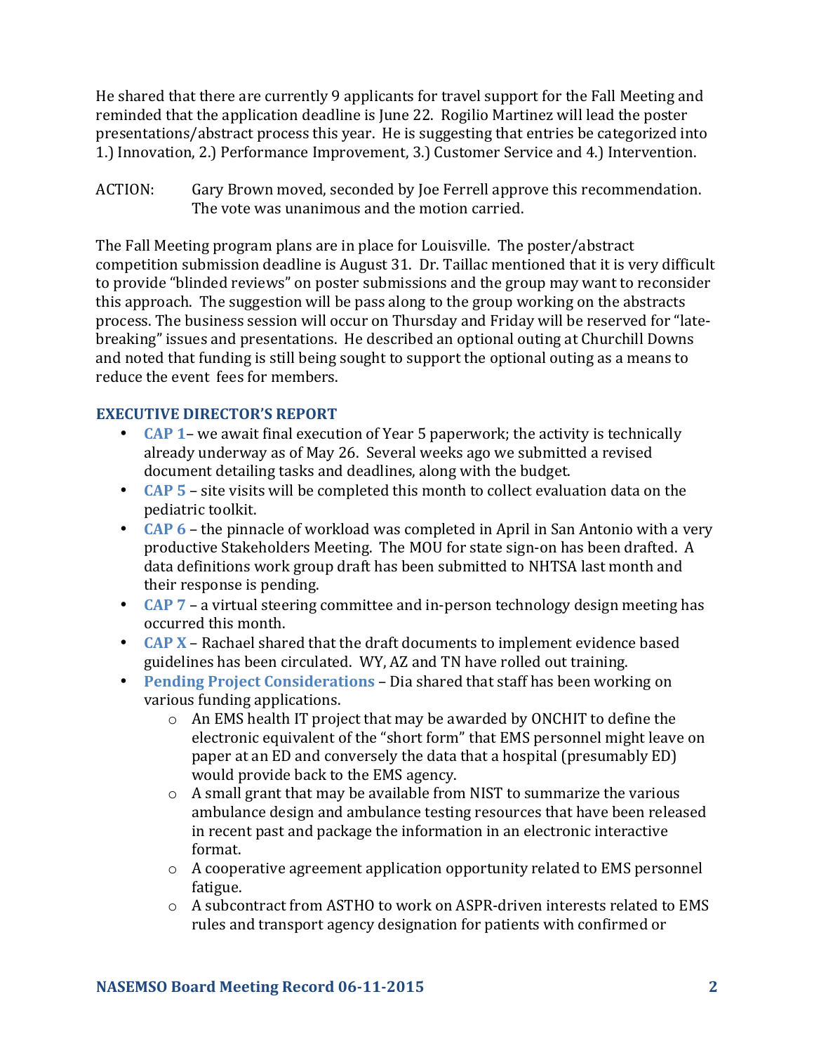He shared that there are currently 9 applicants for travel support for the Fall Meeting and reminded that the application deadline is June 22. Rogilio Martinez will lead the poster presentations/abstract process this year. He is suggesting that entries be categorized into 1.) Innovation, 2.) Performance Improvement, 3.) Customer Service and 4.) Intervention.

ACTION: Gary Brown moved, seconded by Joe Ferrell approve this recommendation. The vote was unanimous and the motion carried.

The Fall Meeting program plans are in place for Louisville. The poster/abstract competition submission deadline is August 31. Dr. Taillac mentioned that it is very difficult to provide "blinded reviews" on poster submissions and the group may want to reconsider this approach. The suggestion will be pass along to the group working on the abstracts process. The business session will occur on Thursday and Friday will be reserved for "late-breaking" issues and presentations. He described an optional outing at Churchill Downs and noted that funding is still being sought to support the optional outing as a means to reduce the event fees for members.

## EXECUTIVE DIRECTOR'S REPORT

- **CAP 1**– we await final execution of Year 5 paperwork; the activity is technically already underway as of May 26. Several weeks ago we submitted a revised document detailing tasks and deadlines, along with the budget.
- **CAP 5** – site visits will be completed this month to collect evaluation data on the pediatric toolkit.
- **CAP 6** – the pinnacle of workload was completed in April in San Antonio with a very productive Stakeholders Meeting. The MOU for state sign-on has been drafted. A data definitions work group draft has been submitted to NHTSA last month and their response is pending.
- **CAP 7** – a virtual steering committee and in-person technology design meeting has occurred this month.
- **CAP X** – Rachael shared that the draft documents to implement evidence based guidelines has been circulated. WY, AZ and TN have rolled out training.
- **Pending Project Considerations** – Dia shared that staff has been working on various funding applications.
  - An EMS health IT project that may be awarded by ONCHIT to define the electronic equivalent of the "short form" that EMS personnel might leave on paper at an ED and conversely the data that a hospital (presumably ED) would provide back to the EMS agency.
  - A small grant that may be available from NIST to summarize the various ambulance design and ambulance testing resources that have been released in recent past and package the information in an electronic interactive format.
  - A cooperative agreement application opportunity related to EMS personnel fatigue.
  - A subcontract from ASTHO to work on ASPR-driven interests related to EMS rules and transport agency designation for patients with confirmed or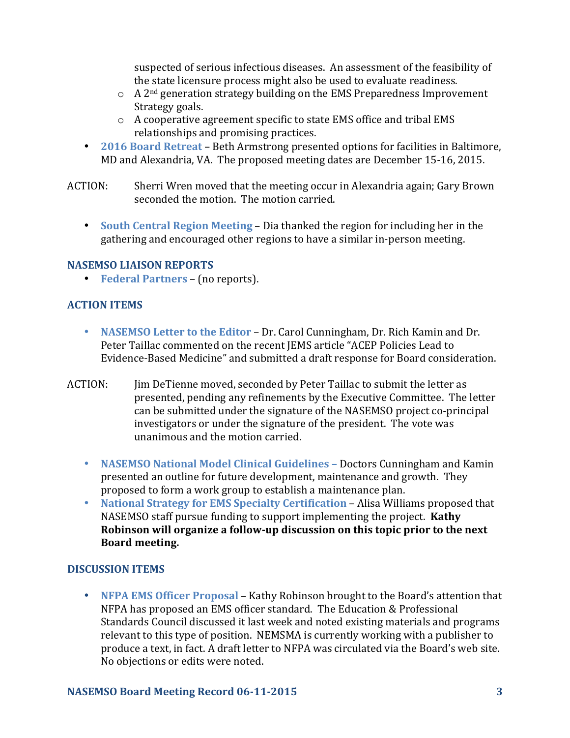suspected of serious infectious diseases. An assessment of the feasibility of the state licensure process might also be used to evaluate readiness.
    - A 2[nd] generation strategy building on the EMS Preparedness Improvement Strategy goals.
    - A cooperative agreement specific to state EMS office and tribal EMS relationships and promising practices.
- **2016 Board Retreat** – Beth Armstrong presented options for facilities in Baltimore, MD and Alexandria, VA. The proposed meeting dates are December 15-16, 2015.

ACTION: Sherri Wren moved that the meeting occur in Alexandria again; Gary Brown seconded the motion. The motion carried.

- **South Central Region Meeting** – Dia thanked the region for including her in the gathering and encouraged other regions to have a similar in-person meeting.

## NASEMSO LIAISON REPORTS

- **Federal Partners** – (no reports).

## ACTION ITEMS

- **NASEMSO Letter to the Editor** – Dr. Carol Cunningham, Dr. Rich Kamin and Dr. Peter Taillac commented on the recent JEMS article "ACEP Policies Lead to Evidence-Based Medicine" and submitted a draft response for Board consideration.

ACTION: Jim DeTienne moved, seconded by Peter Taillac to submit the letter as presented, pending any refinements by the Executive Committee. The letter can be submitted under the signature of the NASEMSO project co-principal investigators or under the signature of the president. The vote was unanimous and the motion carried.

- **NASEMSO National Model Clinical Guidelines** – Doctors Cunningham and Kamin presented an outline for future development, maintenance and growth. They proposed to form a work group to establish a maintenance plan.
- **National Strategy for EMS Specialty Certification** – Alisa Williams proposed that NASEMSO staff pursue funding to support implementing the project. **Kathy Robinson will organize a follow-up discussion on this topic prior to the next Board meeting.**

## DISCUSSION ITEMS

- **NFPA EMS Officer Proposal** – Kathy Robinson brought to the Board's attention that NFPA has proposed an EMS officer standard. The Education & Professional Standards Council discussed it last week and noted existing materials and programs relevant to this type of position. NEMSMA is currently working with a publisher to produce a text, in fact. A draft letter to NFPA was circulated via the Board's web site. No objections or edits were noted.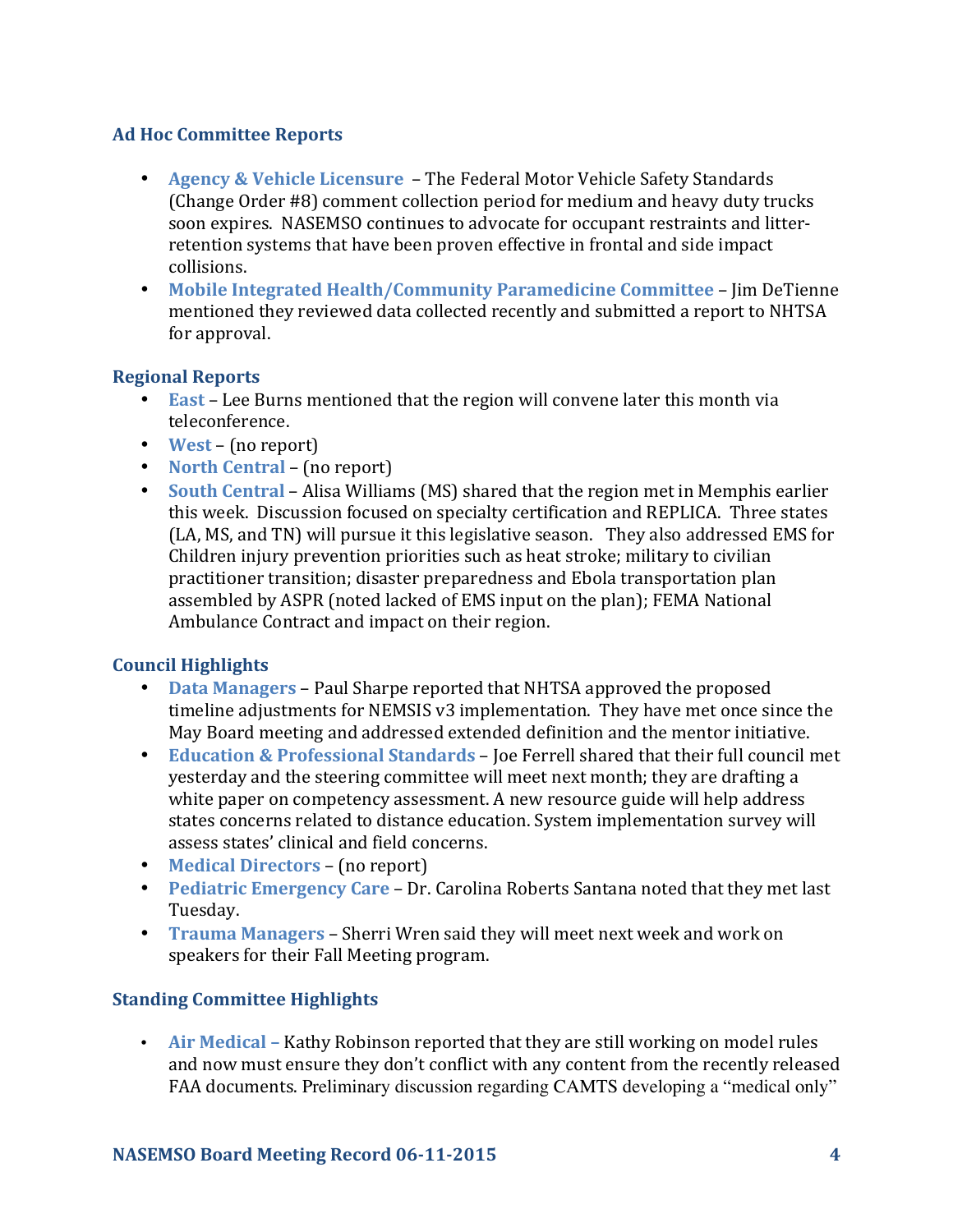### Ad Hoc Committee Reports

- **Agency & Vehicle Licensure** – The Federal Motor Vehicle Safety Standards (Change Order #8) comment collection period for medium and heavy duty trucks soon expires. NASEMSO continues to advocate for occupant restraints and litter-retention systems that have been proven effective in frontal and side impact collisions.
- **Mobile Integrated Health/Community Paramedicine Committee** – Jim DeTienne mentioned they reviewed data collected recently and submitted a report to NHTSA for approval.

### Regional Reports

- **East** – Lee Burns mentioned that the region will convene later this month via teleconference.
- **West** – (no report)
- **North Central** – (no report)
- **South Central** – Alisa Williams (MS) shared that the region met in Memphis earlier this week. Discussion focused on specialty certification and REPLICA. Three states (LA, MS, and TN) will pursue it this legislative season. They also addressed EMS for Children injury prevention priorities such as heat stroke; military to civilian practitioner transition; disaster preparedness and Ebola transportation plan assembled by ASPR (noted lacked of EMS input on the plan); FEMA National Ambulance Contract and impact on their region.

### Council Highlights

- **Data Managers** – Paul Sharpe reported that NHTSA approved the proposed timeline adjustments for NEMSIS v3 implementation. They have met once since the May Board meeting and addressed extended definition and the mentor initiative.
- **Education & Professional Standards** – Joe Ferrell shared that their full council met yesterday and the steering committee will meet next month; they are drafting a white paper on competency assessment. A new resource guide will help address states concerns related to distance education. System implementation survey will assess states' clinical and field concerns.
- **Medical Directors** – (no report)
- **Pediatric Emergency Care** – Dr. Carolina Roberts Santana noted that they met last Tuesday.
- **Trauma Managers** – Sherri Wren said they will meet next week and work on speakers for their Fall Meeting program.

### Standing Committee Highlights

- **Air Medical** – Kathy Robinson reported that they are still working on model rules and now must ensure they don't conflict with any content from the recently released FAA documents. Preliminary discussion regarding CAMTS developing a "medical only"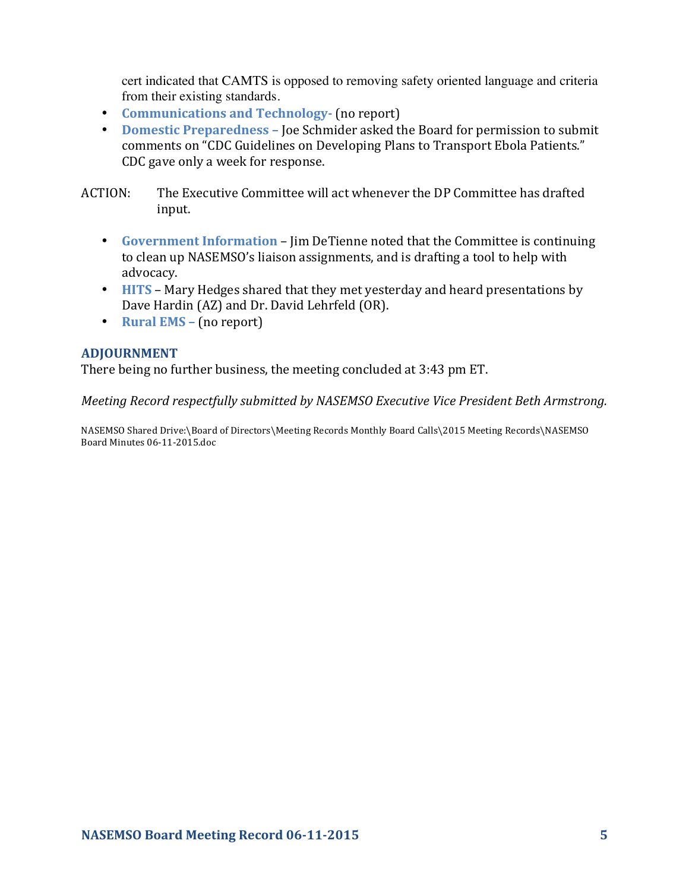cert indicated that CAMTS is opposed to removing safety oriented language and criteria from their existing standards.

- **Communications and Technology-** (no report)
- **Domestic Preparedness –** Joe Schmider asked the Board for permission to submit comments on "CDC Guidelines on Developing Plans to Transport Ebola Patients." CDC gave only a week for response.

ACTION: The Executive Committee will act whenever the DP Committee has drafted input.

- **Government Information** – Jim DeTienne noted that the Committee is continuing to clean up NASEMSO's liaison assignments, and is drafting a tool to help with advocacy.
- **HITS** – Mary Hedges shared that they met yesterday and heard presentations by Dave Hardin (AZ) and Dr. David Lehrfeld (OR).
- **Rural EMS –** (no report)

## ADJOURNMENT

There being no further business, the meeting concluded at 3:43 pm ET.

*Meeting Record respectfully submitted by NASEMSO Executive Vice President Beth Armstrong.*

NASEMSO Shared Drive:\Board of Directors\Meeting Records Monthly Board Calls\2015 Meeting Records\NASEMSO Board Minutes 06-11-2015.doc